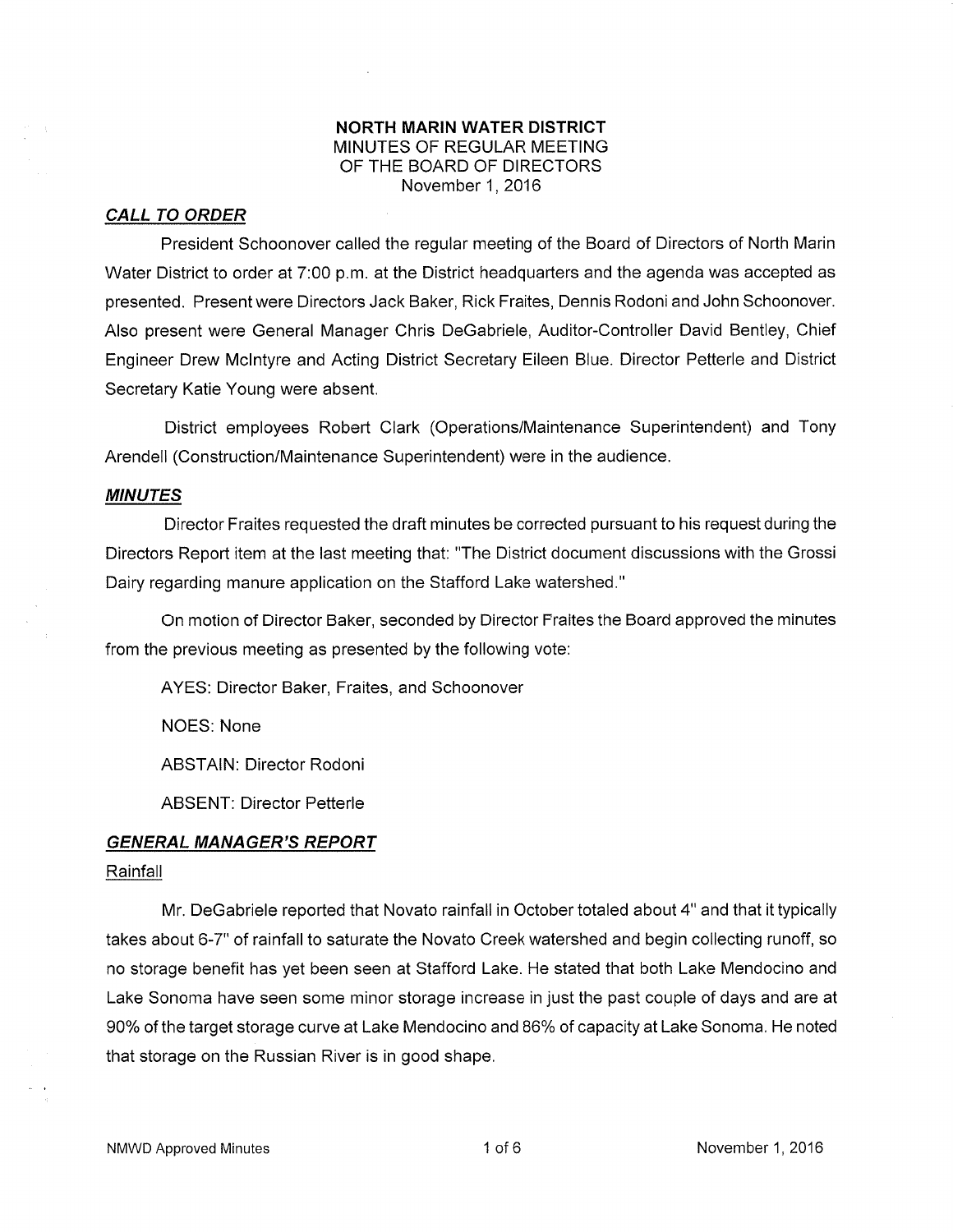**NORTH MARIN WATER DISTRICT**
MINUTES OF REGULAR MEETING
OF THE BOARD OF DIRECTORS
November 1, 2016

## ***CALL TO ORDER***

President Schoonover called the regular meeting of the Board of Directors of North Marin Water District to order at 7:00 p.m. at the District headquarters and the agenda was accepted as presented. Present were Directors Jack Baker, Rick Fraites, Dennis Rodoni and John Schoonover. Also present were General Manager Chris DeGabriele, Auditor-Controller David Bentley, Chief Engineer Drew McIntyre and Acting District Secretary Eileen Blue. Director Petterle and District Secretary Katie Young were absent.

District employees Robert Clark (Operations/Maintenance Superintendent) and Tony Arendell (Construction/Maintenance Superintendent) were in the audience.

## ***MINUTES***

Director Fraites requested the draft minutes be corrected pursuant to his request during the Directors Report item at the last meeting that: "The District document discussions with the Grossi Dairy regarding manure application on the Stafford Lake watershed."

On motion of Director Baker, seconded by Director Fraites the Board approved the minutes from the previous meeting as presented by the following vote:

AYES: Director Baker, Fraites, and Schoonover

NOES: None

ABSTAIN: Director Rodoni

ABSENT: Director Petterle

## ***GENERAL MANAGER'S REPORT***

Rainfall

Mr. DeGabriele reported that Novato rainfall in October totaled about 4" and that it typically takes about 6-7" of rainfall to saturate the Novato Creek watershed and begin collecting runoff, so no storage benefit has yet been seen at Stafford Lake. He stated that both Lake Mendocino and Lake Sonoma have seen some minor storage increase in just the past couple of days and are at 90% of the target storage curve at Lake Mendocino and 86% of capacity at Lake Sonoma. He noted that storage on the Russian River is in good shape.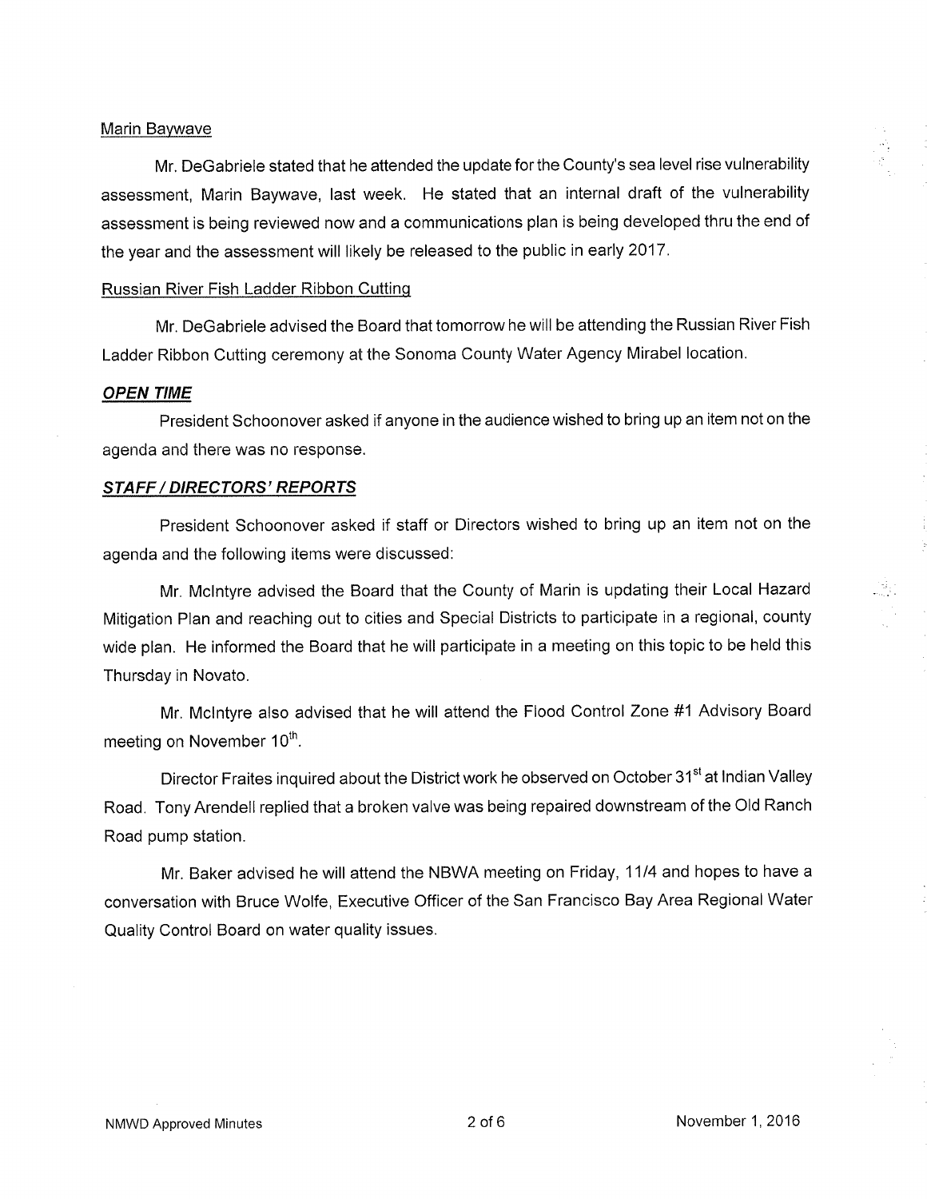Marin Baywave

Mr. DeGabriele stated that he attended the update for the County's sea level rise vulnerability assessment, Marin Baywave, last week. He stated that an internal draft of the vulnerability assessment is being reviewed now and a communications plan is being developed thru the end of the year and the assessment will likely be released to the public in early 2017.

Russian River Fish Ladder Ribbon Cutting

Mr. DeGabriele advised the Board that tomorrow he will be attending the Russian River Fish Ladder Ribbon Cutting ceremony at the Sonoma County Water Agency Mirabel location.

***OPEN TIME***

President Schoonover asked if anyone in the audience wished to bring up an item not on the agenda and there was no response.

***STAFF / DIRECTORS' REPORTS***

President Schoonover asked if staff or Directors wished to bring up an item not on the agenda and the following items were discussed:

Mr. McIntyre advised the Board that the County of Marin is updating their Local Hazard Mitigation Plan and reaching out to cities and Special Districts to participate in a regional, county wide plan. He informed the Board that he will participate in a meeting on this topic to be held this Thursday in Novato.

Mr. McIntyre also advised that he will attend the Flood Control Zone #1 Advisory Board meeting on November 10th.

Director Fraites inquired about the District work he observed on October 31st at Indian Valley Road. Tony Arendell replied that a broken valve was being repaired downstream of the Old Ranch Road pump station.

Mr. Baker advised he will attend the NBWA meeting on Friday, 11/4 and hopes to have a conversation with Bruce Wolfe, Executive Officer of the San Francisco Bay Area Regional Water Quality Control Board on water quality issues.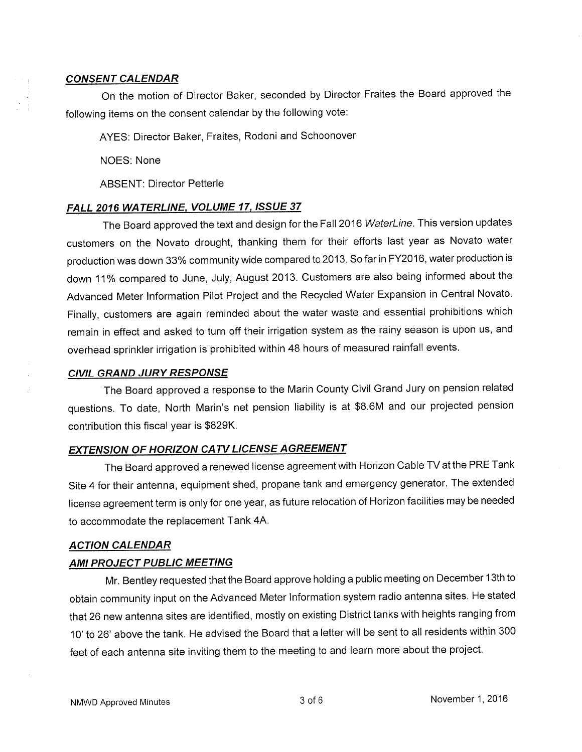***CONSENT CALENDAR***

On the motion of Director Baker, seconded by Director Fraites the Board approved the following items on the consent calendar by the following vote:

AYES: Director Baker, Fraites, Rodoni and Schoonover

NOES: None

ABSENT: Director Petterle

***FALL 2016 WATERLINE, VOLUME 17, ISSUE 37***

The Board approved the text and design for the Fall 2016 *WaterLine*. This version updates customers on the Novato drought, thanking them for their efforts last year as Novato water production was down 33% community wide compared to 2013. So far in FY2016, water production is down 11% compared to June, July, August 2013. Customers are also being informed about the Advanced Meter Information Pilot Project and the Recycled Water Expansion in Central Novato. Finally, customers are again reminded about the water waste and essential prohibitions which remain in effect and asked to turn off their irrigation system as the rainy season is upon us, and overhead sprinkler irrigation is prohibited within 48 hours of measured rainfall events.

***CIVIL GRAND JURY RESPONSE***

The Board approved a response to the Marin County Civil Grand Jury on pension related questions. To date, North Marin's net pension liability is at $8.6M and our projected pension contribution this fiscal year is $829K.

***EXTENSION OF HORIZON CATV LICENSE AGREEMENT***

The Board approved a renewed license agreement with Horizon Cable TV at the PRE Tank Site 4 for their antenna, equipment shed, propane tank and emergency generator. The extended license agreement term is only for one year, as future relocation of Horizon facilities may be needed to accommodate the replacement Tank 4A.

***ACTION CALENDAR***

***AMI PROJECT PUBLIC MEETING***

Mr. Bentley requested that the Board approve holding a public meeting on December 13th to obtain community input on the Advanced Meter Information system radio antenna sites. He stated that 26 new antenna sites are identified, mostly on existing District tanks with heights ranging from 10' to 26' above the tank. He advised the Board that a letter will be sent to all residents within 300 feet of each antenna site inviting them to the meeting to and learn more about the project.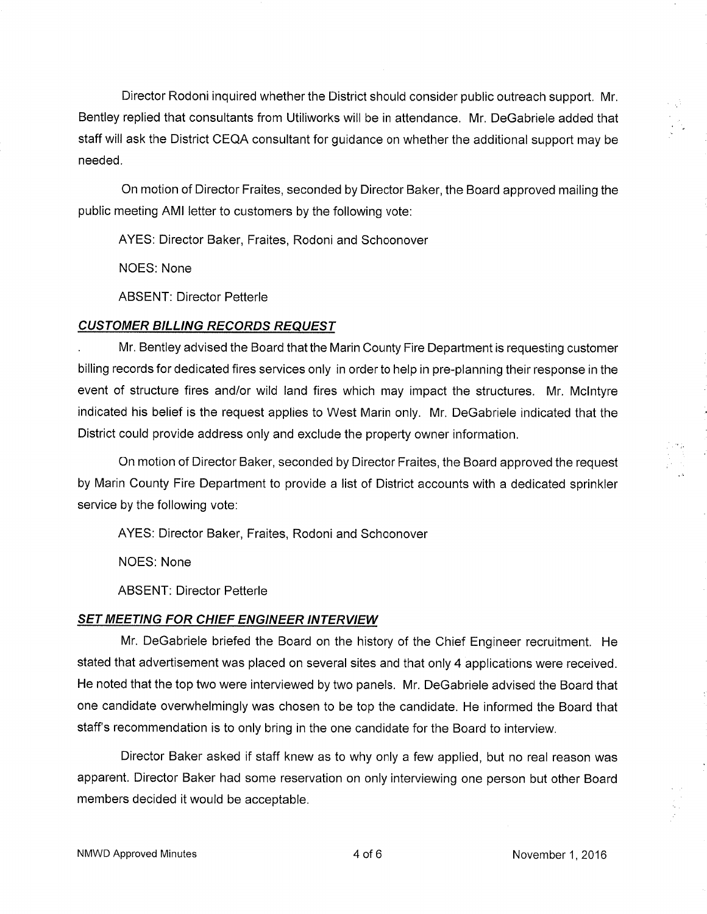Director Rodoni inquired whether the District should consider public outreach support. Mr. Bentley replied that consultants from Utiliworks will be in attendance. Mr. DeGabriele added that staff will ask the District CEQA consultant for guidance on whether the additional support may be needed.

On motion of Director Fraites, seconded by Director Baker, the Board approved mailing the public meeting AMI letter to customers by the following vote:

AYES: Director Baker, Fraites, Rodoni and Schoonover

NOES: None

ABSENT: Director Petterle

***CUSTOMER BILLING RECORDS REQUEST***

. Mr. Bentley advised the Board that the Marin County Fire Department is requesting customer billing records for dedicated fires services only in order to help in pre-planning their response in the event of structure fires and/or wild land fires which may impact the structures. Mr. McIntyre indicated his belief is the request applies to West Marin only. Mr. DeGabriele indicated that the District could provide address only and exclude the property owner information.

On motion of Director Baker, seconded by Director Fraites, the Board approved the request by Marin County Fire Department to provide a list of District accounts with a dedicated sprinkler service by the following vote:

AYES: Director Baker, Fraites, Rodoni and Schoonover

NOES: None

ABSENT: Director Petterle

***SET MEETING FOR CHIEF ENGINEER INTERVIEW***

Mr. DeGabriele briefed the Board on the history of the Chief Engineer recruitment. He stated that advertisement was placed on several sites and that only 4 applications were received. He noted that the top two were interviewed by two panels. Mr. DeGabriele advised the Board that one candidate overwhelmingly was chosen to be top the candidate. He informed the Board that staff's recommendation is to only bring in the one candidate for the Board to interview.

Director Baker asked if staff knew as to why only a few applied, but no real reason was apparent. Director Baker had some reservation on only interviewing one person but other Board members decided it would be acceptable.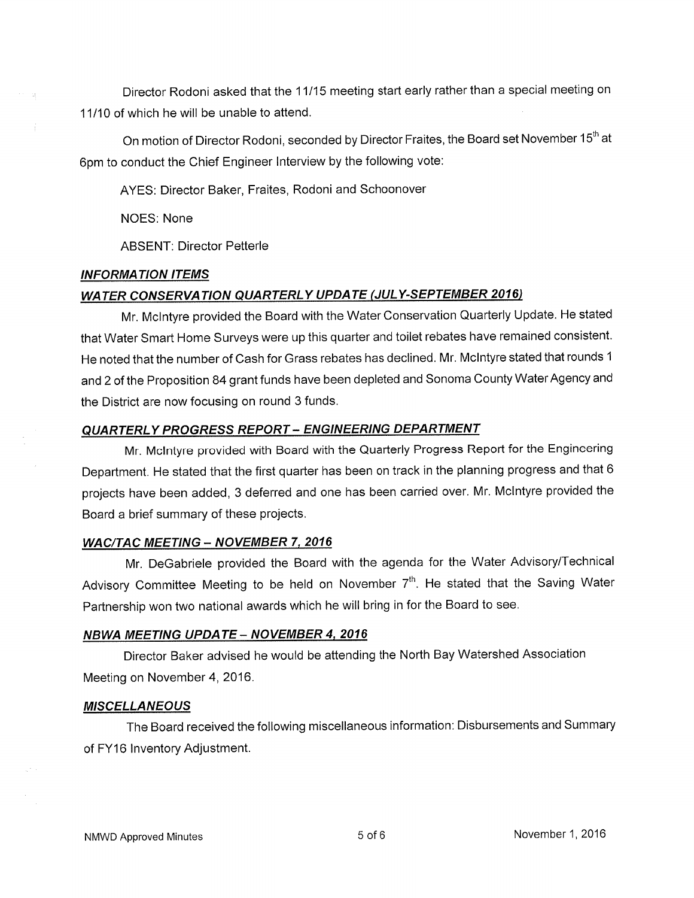Director Rodoni asked that the 11/15 meeting start early rather than a special meeting on 11/10 of which he will be unable to attend.

On motion of Director Rodoni, seconded by Director Fraites, the Board set November 15th at 6pm to conduct the Chief Engineer Interview by the following vote:

AYES: Director Baker, Fraites, Rodoni and Schoonover

NOES: None

ABSENT: Director Petterle

***INFORMATION ITEMS***

***WATER CONSERVATION QUARTERLY UPDATE (JULY-SEPTEMBER 2016)***

Mr. McIntyre provided the Board with the Water Conservation Quarterly Update. He stated that Water Smart Home Surveys were up this quarter and toilet rebates have remained consistent. He noted that the number of Cash for Grass rebates has declined. Mr. McIntyre stated that rounds 1 and 2 of the Proposition 84 grant funds have been depleted and Sonoma County Water Agency and the District are now focusing on round 3 funds.

***QUARTERLY PROGRESS REPORT – ENGINEERING DEPARTMENT***

Mr. McIntyre provided with Board with the Quarterly Progress Report for the Engineering Department. He stated that the first quarter has been on track in the planning progress and that 6 projects have been added, 3 deferred and one has been carried over. Mr. McIntyre provided the Board a brief summary of these projects.

***WAC/TAC MEETING – NOVEMBER 7, 2016***

Mr. DeGabriele provided the Board with the agenda for the Water Advisory/Technical Advisory Committee Meeting to be held on November 7th. He stated that the Saving Water Partnership won two national awards which he will bring in for the Board to see.

***NBWA MEETING UPDATE – NOVEMBER 4, 2016***

Director Baker advised he would be attending the North Bay Watershed Association Meeting on November 4, 2016.

***MISCELLANEOUS***

The Board received the following miscellaneous information: Disbursements and Summary of FY16 Inventory Adjustment.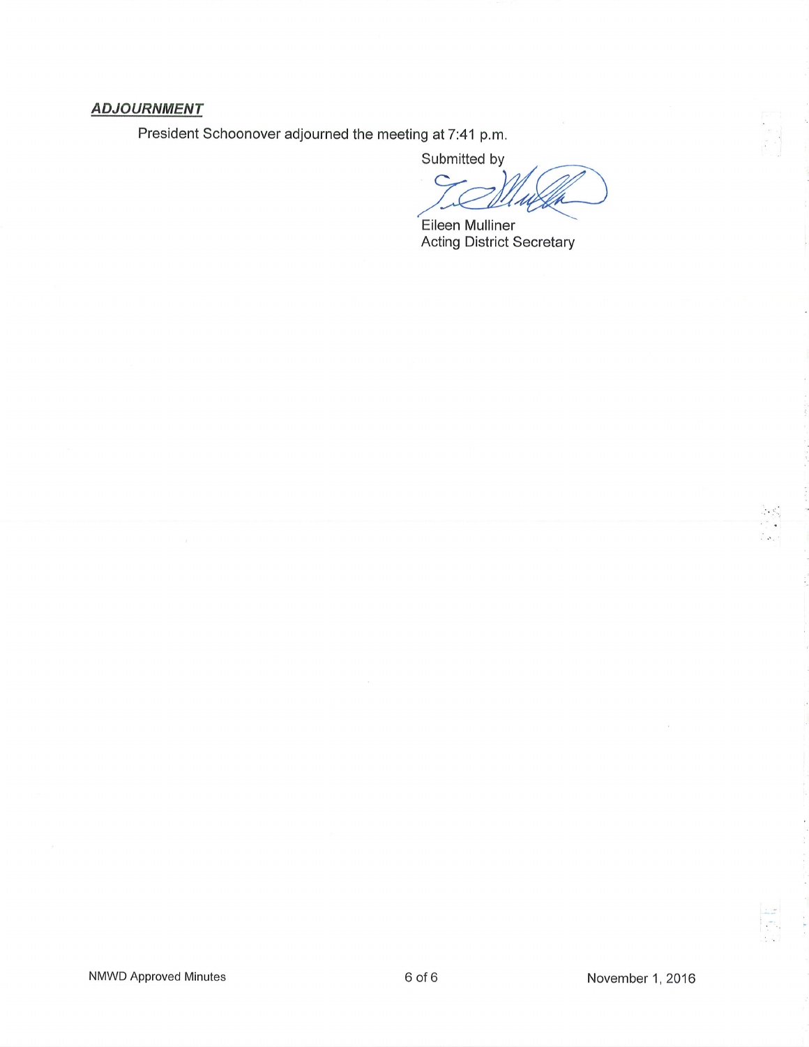***ADJOURNMENT***

President Schoonover adjourned the meeting at 7:41 p.m.

Submitted by

Eileen Mulliner
Acting District Secretary